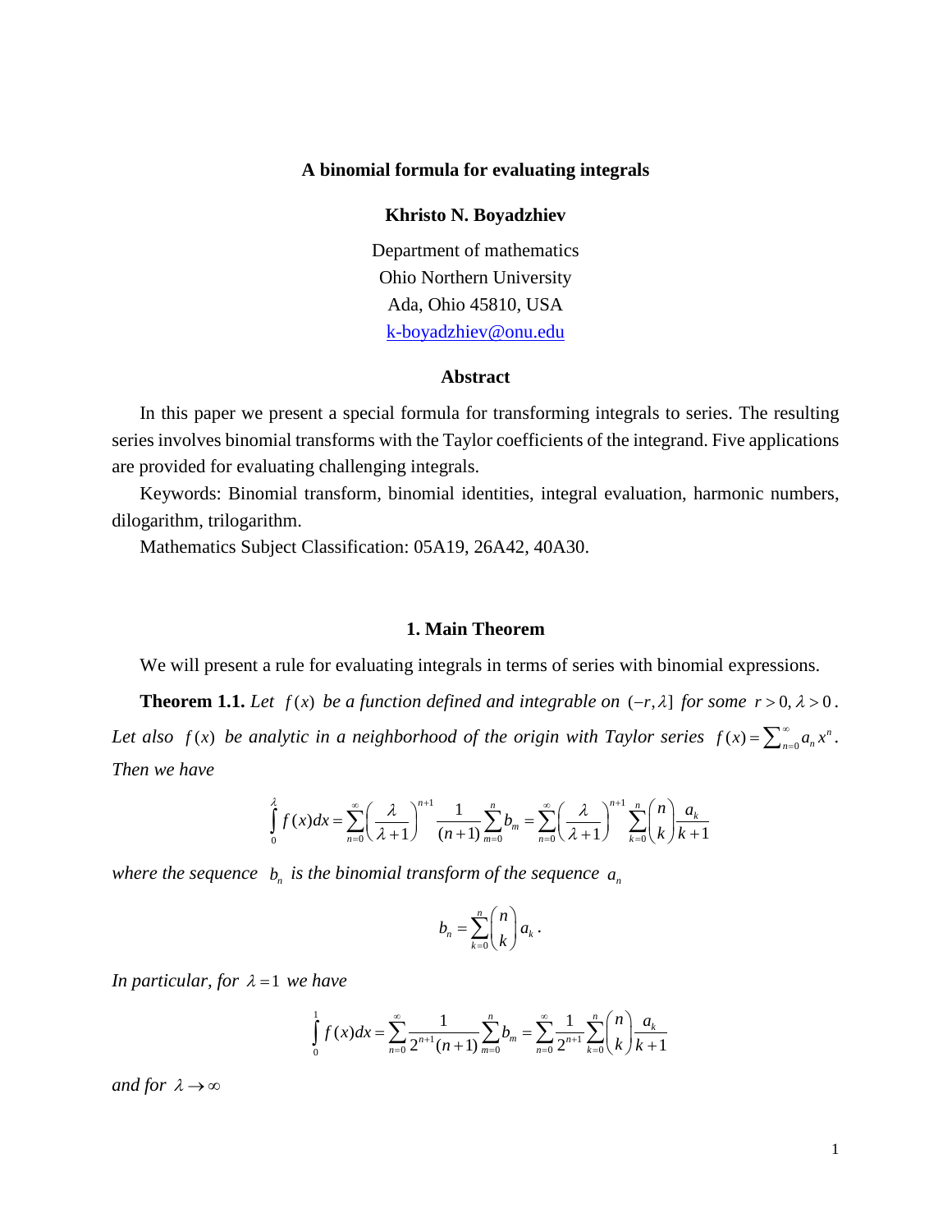# A binomial formula for evaluating integrals

**Khristo N. Boyadzhiev**

Department of mathematics
Ohio Northern University
Ada, Ohio 45810, USA
k-boyadzhiev@onu.edu

## Abstract

In this paper we present a special formula for transforming integrals to series. The resulting series involves binomial transforms with the Taylor coefficients of the integrand. Five applications are provided for evaluating challenging integrals.

Keywords: Binomial transform, binomial identities, integral evaluation, harmonic numbers, dilogarithm, trilogarithm.

Mathematics Subject Classification: 05A19, 26A42, 40A30.

## 1. Main Theorem

We will present a rule for evaluating integrals in terms of series with binomial expressions.

**Theorem 1.1.** *Let $f(x)$ be a function defined and integrable on $(-r, \lambda]$ for some $r > 0, \lambda > 0$. Let also $f(x)$ be analytic in a neighborhood of the origin with Taylor series $f(x) = \sum_{n=0}^{\infty} a_n x^n$. Then we have*

$$\int_0^{\lambda} f(x)dx = \sum_{n=0}^{\infty} \left( \frac{\lambda}{\lambda+1} \right)^{n+1} \frac{1}{(n+1)} \sum_{m=0}^{n} b_m = \sum_{n=0}^{\infty} \left( \frac{\lambda}{\lambda+1} \right)^{n+1} \sum_{k=0}^{n} \binom{n}{k} \frac{a_k}{k+1}$$

*where the sequence $b_n$ is the binomial transform of the sequence $a_n$*

$$b_n = \sum_{k=0}^{n} \binom{n}{k} a_k .$$

*In particular, for $\lambda = 1$ we have*

$$\int_0^{1} f(x)dx = \sum_{n=0}^{\infty} \frac{1}{2^{n+1}(n+1)} \sum_{m=0}^{n} b_m = \sum_{n=0}^{\infty} \frac{1}{2^{n+1}} \sum_{k=0}^{n} \binom{n}{k} \frac{a_k}{k+1}$$

*and for $\lambda \to \infty$*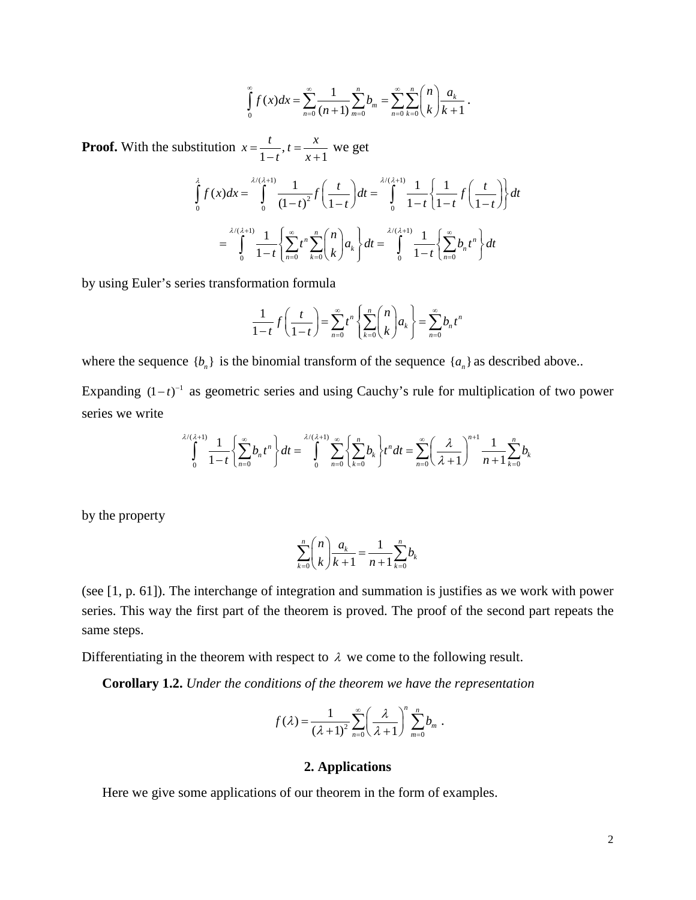$$\int_0^\infty f(x)dx = \sum_{n=0}^\infty \frac{1}{(n+1)} \sum_{m=0}^n b_m = \sum_{n=0}^\infty \sum_{k=0}^n \binom{n}{k} \frac{a_k}{k+1} .$$

**Proof.** With the substitution $x = \dfrac{t}{1-t}, t = \dfrac{x}{x+1}$ we get

$$\int_0^\lambda f(x)dx = \int_0^{\lambda/(\lambda+1)} \frac{1}{(1-t)^2} f\left(\frac{t}{1-t}\right) dt = \int_0^{\lambda/(\lambda+1)} \frac{1}{1-t} \left\{ \frac{1}{1-t} f\left(\frac{t}{1-t}\right) \right\} dt$$

$$= \int_0^{\lambda/(\lambda+1)} \frac{1}{1-t} \left\{ \sum_{n=0}^\infty t^n \sum_{k=0}^n \binom{n}{k} a_k \right\} dt = \int_0^{\lambda/(\lambda+1)} \frac{1}{1-t} \left\{ \sum_{n=0}^\infty b_n t^n \right\} dt$$

by using Euler's series transformation formula

$$\frac{1}{1-t} f\left(\frac{t}{1-t}\right) = \sum_{n=0}^\infty t^n \left\{ \sum_{k=0}^n \binom{n}{k} a_k \right\} = \sum_{n=0}^\infty b_n t^n$$

where the sequence $\{b_n\}$ is the binomial transform of the sequence $\{a_n\}$ as described above..

Expanding $(1-t)^{-1}$ as geometric series and using Cauchy's rule for multiplication of two power series we write

$$\int_0^{\lambda/(\lambda+1)} \frac{1}{1-t} \left\{ \sum_{n=0}^\infty b_n t^n \right\} dt = \int_0^{\lambda/(\lambda+1)} \sum_{n=0}^\infty \left\{ \sum_{k=0}^n b_k \right\} t^n dt = \sum_{n=0}^\infty \left( \frac{\lambda}{\lambda+1} \right)^{n+1} \frac{1}{n+1} \sum_{k=0}^n b_k$$

by the property

$$\sum_{k=0}^n \binom{n}{k} \frac{a_k}{k+1} = \frac{1}{n+1} \sum_{k=0}^n b_k$$

(see [1, p. 61]). The interchange of integration and summation is justifies as we work with power series. This way the first part of the theorem is proved. The proof of the second part repeats the same steps.

Differentiating in the theorem with respect to $\lambda$ we come to the following result.

**Corollary 1.2.** *Under the conditions of the theorem we have the representation*

$$f(\lambda) = \frac{1}{(\lambda+1)^2} \sum_{n=0}^\infty \left( \frac{\lambda}{\lambda+1} \right)^n \sum_{m=0}^n b_m .$$

## 2. Applications

Here we give some applications of our theorem in the form of examples.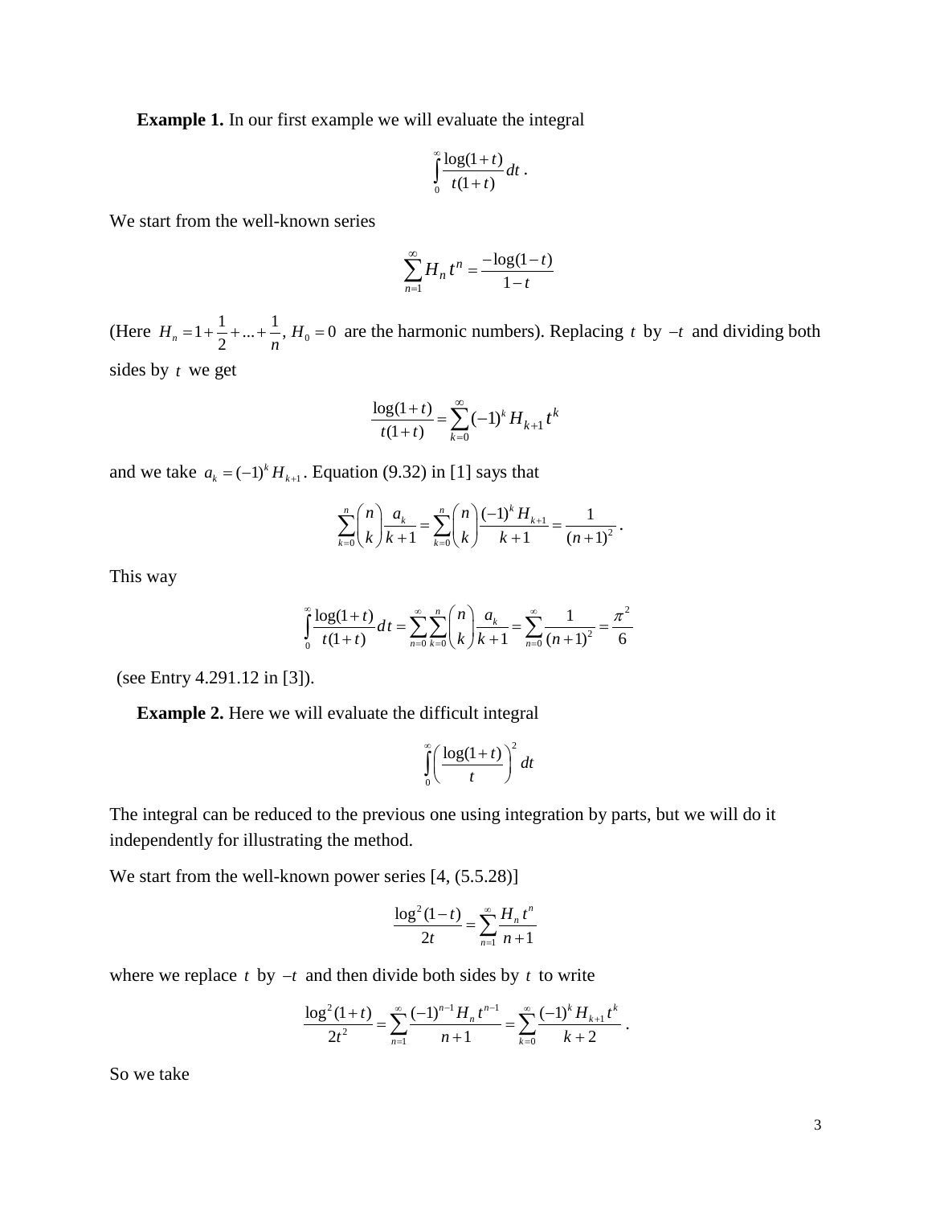**Example 1.** In our first example we will evaluate the integral

$$\int_0^\infty \frac{\log(1+t)}{t(1+t)}\,dt\,.$$

We start from the well-known series

$$\sum_{n=1}^{\infty} H_n\, t^n = \frac{-\log(1-t)}{1-t}$$

(Here $H_n = 1+\frac{1}{2}+...+\frac{1}{n}$, $H_0 = 0$ are the harmonic numbers). Replacing $t$ by $-t$ and dividing both sides by $t$ we get

$$\frac{\log(1+t)}{t(1+t)} = \sum_{k=0}^{\infty}(-1)^k H_{k+1}\, t^k$$

and we take $a_k = (-1)^k H_{k+1}$. Equation (9.32) in [1] says that

$$\sum_{k=0}^{n}\binom{n}{k}\frac{a_k}{k+1} = \sum_{k=0}^{n}\binom{n}{k}\frac{(-1)^k H_{k+1}}{k+1} = \frac{1}{(n+1)^2}\,.$$

This way

$$\int_0^\infty \frac{\log(1+t)}{t(1+t)}\,dt = \sum_{n=0}^{\infty}\sum_{k=0}^{n}\binom{n}{k}\frac{a_k}{k+1} = \sum_{n=0}^{\infty}\frac{1}{(n+1)^2} = \frac{\pi^2}{6}$$

(see Entry 4.291.12 in [3]).

**Example 2.** Here we will evaluate the difficult integral

$$\int_0^\infty \left(\frac{\log(1+t)}{t}\right)^2 dt$$

The integral can be reduced to the previous one using integration by parts, but we will do it independently for illustrating the method.

We start from the well-known power series [4, (5.5.28)]

$$\frac{\log^2(1-t)}{2t} = \sum_{n=1}^{\infty}\frac{H_n\, t^n}{n+1}$$

where we replace $t$ by $-t$ and then divide both sides by $t$ to write

$$\frac{\log^2(1+t)}{2t^2} = \sum_{n=1}^{\infty}\frac{(-1)^{n-1} H_n\, t^{n-1}}{n+1} = \sum_{k=0}^{\infty}\frac{(-1)^k H_{k+1}\, t^k}{k+2}\,.$$

So we take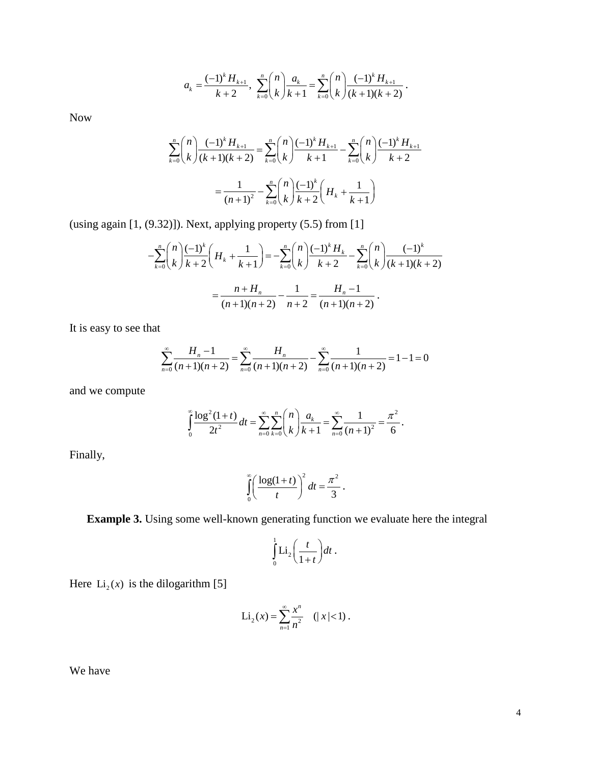$$a_k = \frac{(-1)^k H_{k+1}}{k+2}, \;\; \sum_{k=0}^{n} \binom{n}{k} \frac{a_k}{k+1} = \sum_{k=0}^{n} \binom{n}{k} \frac{(-1)^k H_{k+1}}{(k+1)(k+2)} \, .$$

Now

$$\sum_{k=0}^{n} \binom{n}{k} \frac{(-1)^k H_{k+1}}{(k+1)(k+2)} = \sum_{k=0}^{n} \binom{n}{k} \frac{(-1)^k H_{k+1}}{k+1} - \sum_{k=0}^{n} \binom{n}{k} \frac{(-1)^k H_{k+1}}{k+2}$$

$$= \frac{1}{(n+1)^2} - \sum_{k=0}^{n} \binom{n}{k} \frac{(-1)^k}{k+2} \left( H_k + \frac{1}{k+1} \right)$$

(using again [1, (9.32)]). Next, applying property (5.5) from [1]

$$-\sum_{k=0}^{n} \binom{n}{k} \frac{(-1)^k}{k+2} \left( H_k + \frac{1}{k+1} \right) = -\sum_{k=0}^{n} \binom{n}{k} \frac{(-1)^k H_k}{k+2} - \sum_{k=0}^{n} \binom{n}{k} \frac{(-1)^k}{(k+1)(k+2)}$$

$$= \frac{n + H_n}{(n+1)(n+2)} - \frac{1}{n+2} = \frac{H_n - 1}{(n+1)(n+2)} \, .$$

It is easy to see that

$$\sum_{n=0}^{\infty} \frac{H_n - 1}{(n+1)(n+2)} = \sum_{n=0}^{\infty} \frac{H_n}{(n+1)(n+2)} - \sum_{n=0}^{\infty} \frac{1}{(n+1)(n+2)} = 1 - 1 = 0$$

and we compute

$$\int_0^{\infty} \frac{\log^2(1+t)}{2t^2} dt = \sum_{n=0}^{\infty} \sum_{k=0}^{n} \binom{n}{k} \frac{a_k}{k+1} = \sum_{n=0}^{\infty} \frac{1}{(n+1)^2} = \frac{\pi^2}{6} \, .$$

Finally,

$$\int_0^{\infty} \left( \frac{\log(1+t)}{t} \right)^2 dt = \frac{\pi^2}{3} \, .$$

**Example 3.** Using some well-known generating function we evaluate here the integral

$$\int_0^1 \mathrm{Li}_2\left( \frac{t}{1+t} \right) dt \, .$$

Here $\mathrm{Li}_2(x)$ is the dilogarithm [5]

$$\mathrm{Li}_2(x) = \sum_{n=1}^{\infty} \frac{x^n}{n^2} \quad (|x| < 1) \, .$$

We have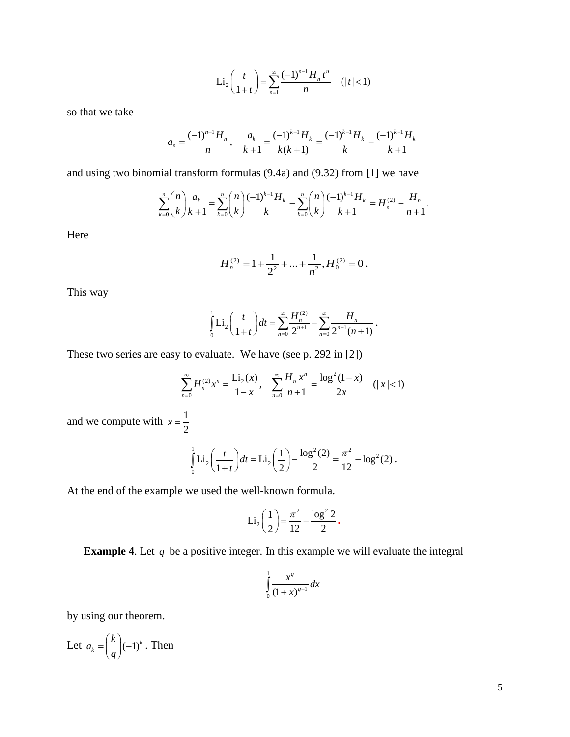$$\mathrm{Li}_2\left(\frac{t}{1+t}\right) = \sum_{n=1}^{\infty} \frac{(-1)^{n-1} H_n t^n}{n} \quad (|t|<1)$$

so that we take

$$a_n = \frac{(-1)^{n-1} H_n}{n}, \quad \frac{a_k}{k+1} = \frac{(-1)^{k-1} H_k}{k(k+1)} = \frac{(-1)^{k-1} H_k}{k} - \frac{(-1)^{k-1} H_k}{k+1}$$

and using two binomial transform formulas (9.4a) and (9.32) from [1] we have

$$\sum_{k=0}^{n} \binom{n}{k} \frac{a_k}{k+1} = \sum_{k=0}^{n} \binom{n}{k} \frac{(-1)^{k-1} H_k}{k} - \sum_{k=0}^{n} \binom{n}{k} \frac{(-1)^{k-1} H_k}{k+1} = H_n^{(2)} - \frac{H_n}{n+1}.$$

Here

$$H_n^{(2)} = 1 + \frac{1}{2^2} + \ldots + \frac{1}{n^2}, H_0^{(2)} = 0.$$

This way

$$\int_0^1 \mathrm{Li}_2\left(\frac{t}{1+t}\right) dt = \sum_{n=0}^{\infty} \frac{H_n^{(2)}}{2^{n+1}} - \sum_{n=0}^{\infty} \frac{H_n}{2^{n+1}(n+1)}.$$

These two series are easy to evaluate. We have (see p. 292 in [2])

$$\sum_{n=0}^{\infty} H_n^{(2)} x^n = \frac{\mathrm{Li}_2(x)}{1-x}, \quad \sum_{n=0}^{\infty} \frac{H_n x^n}{n+1} = \frac{\log^2(1-x)}{2x} \quad (|x|<1)$$

and we compute with $x = \frac{1}{2}$

$$\int_0^1 \mathrm{Li}_2\left(\frac{t}{1+t}\right) dt = \mathrm{Li}_2\left(\frac{1}{2}\right) - \frac{\log^2(2)}{2} = \frac{\pi^2}{12} - \log^2(2).$$

At the end of the example we used the well-known formula.

$$\mathrm{Li}_2\left(\frac{1}{2}\right) = \frac{\pi^2}{12} - \frac{\log^2 2}{2}.$$

**Example 4**. Let $q$ be a positive integer. In this example we will evaluate the integral

$$\int_0^1 \frac{x^q}{(1+x)^{q+1}} dx$$

by using our theorem.

Let $a_k = \binom{k}{q}(-1)^k$. Then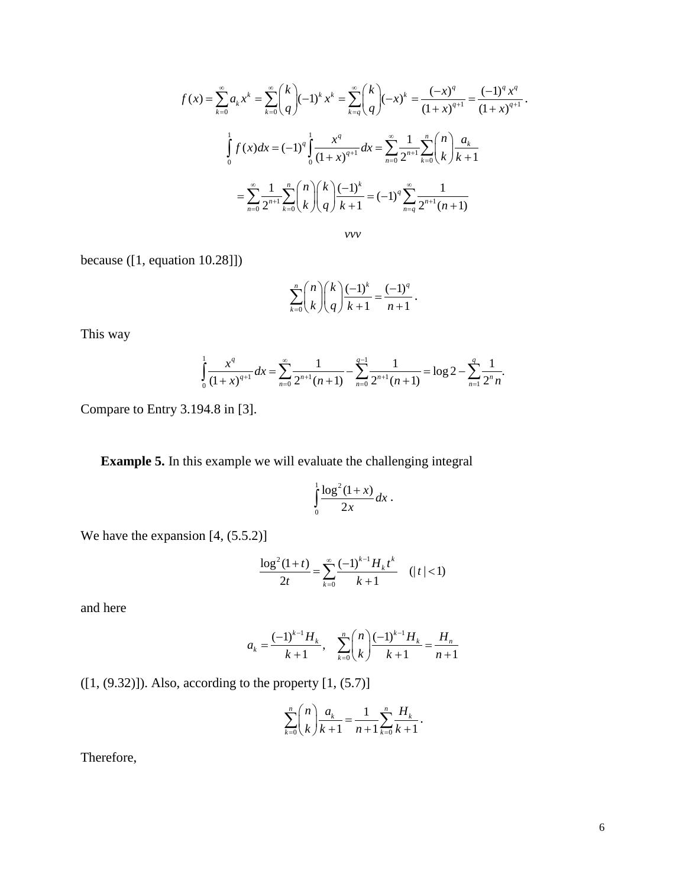$$f(x) = \sum_{k=0}^{\infty} a_k x^k = \sum_{k=0}^{\infty} \binom{k}{q} (-1)^k x^k = \sum_{k=q}^{\infty} \binom{k}{q} (-x)^k = \frac{(-x)^q}{(1+x)^{q+1}} = \frac{(-1)^q x^q}{(1+x)^{q+1}} .$$

$$\int_0^1 f(x) dx = (-1)^q \int_0^1 \frac{x^q}{(1+x)^{q+1}} dx = \sum_{n=0}^{\infty} \frac{1}{2^{n+1}} \sum_{k=0}^{n} \binom{n}{k} \frac{a_k}{k+1}$$

$$= \sum_{n=0}^{\infty} \frac{1}{2^{n+1}} \sum_{k=0}^{n} \binom{n}{k} \binom{k}{q} \frac{(-1)^k}{k+1} = (-1)^q \sum_{n=q}^{\infty} \frac{1}{2^{n+1}(n+1)}$$

*vvv*

because ([1, equation 10.28]])

$$\sum_{k=0}^{n} \binom{n}{k} \binom{k}{q} \frac{(-1)^k}{k+1} = \frac{(-1)^q}{n+1} .$$

This way

$$\int_0^1 \frac{x^q}{(1+x)^{q+1}} dx = \sum_{n=0}^{\infty} \frac{1}{2^{n+1}(n+1)} - \sum_{n=0}^{q-1} \frac{1}{2^{n+1}(n+1)} = \log 2 - \sum_{n=1}^{q} \frac{1}{2^n n}.$$

Compare to Entry 3.194.8 in [3].

**Example 5.** In this example we will evaluate the challenging integral

$$\int_0^1 \frac{\log^2(1+x)}{2x} dx .$$

We have the expansion [4, (5.5.2)]

$$\frac{\log^2(1+t)}{2t} = \sum_{k=0}^{\infty} \frac{(-1)^{k-1} H_k t^k}{k+1} \quad (|t|<1)$$

and here

$$a_k = \frac{(-1)^{k-1} H_k}{k+1}, \quad \sum_{k=0}^{n} \binom{n}{k} \frac{(-1)^{k-1} H_k}{k+1} = \frac{H_n}{n+1}$$

([1, (9.32)]). Also, according to the property [1, (5.7)]

$$\sum_{k=0}^{n} \binom{n}{k} \frac{a_k}{k+1} = \frac{1}{n+1} \sum_{k=0}^{n} \frac{H_k}{k+1} .$$

Therefore,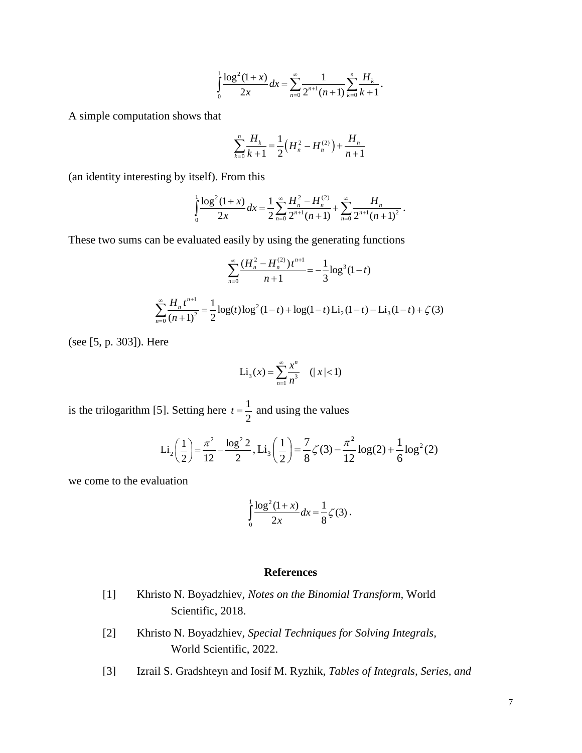$$\int_0^1 \frac{\log^2(1+x)}{2x}\,dx = \sum_{n=0}^{\infty} \frac{1}{2^{n+1}(n+1)} \sum_{k=0}^{n} \frac{H_k}{k+1}.$$

A simple computation shows that

$$\sum_{k=0}^{n} \frac{H_k}{k+1} = \frac{1}{2}\left(H_n^2 - H_n^{(2)}\right) + \frac{H_n}{n+1}$$

(an identity interesting by itself). From this

$$\int_0^1 \frac{\log^2(1+x)}{2x}\,dx = \frac{1}{2}\sum_{n=0}^{\infty} \frac{H_n^2 - H_n^{(2)}}{2^{n+1}(n+1)} + \sum_{n=0}^{\infty} \frac{H_n}{2^{n+1}(n+1)^2}.$$

These two sums can be evaluated easily by using the generating functions

$$\sum_{n=0}^{\infty} \frac{(H_n^2 - H_n^{(2)})\,t^{n+1}}{n+1} = -\frac{1}{3}\log^3(1-t)$$

$$\sum_{n=0}^{\infty} \frac{H_n\, t^{n+1}}{(n+1)^2} = \frac{1}{2}\log(t)\log^2(1-t) + \log(1-t)\operatorname{Li}_2(1-t) - \operatorname{Li}_3(1-t) + \zeta(3)$$

(see [5, p. 303]). Here

$$\operatorname{Li}_3(x) = \sum_{n=1}^{\infty} \frac{x^n}{n^3} \quad (|x|<1)$$

is the trilogarithm [5]. Setting here $t = \frac{1}{2}$ and using the values

$$\operatorname{Li}_2\left(\frac{1}{2}\right) = \frac{\pi^2}{12} - \frac{\log^2 2}{2},\ \operatorname{Li}_3\left(\frac{1}{2}\right) = \frac{7}{8}\zeta(3) - \frac{\pi^2}{12}\log(2) + \frac{1}{6}\log^2(2)$$

we come to the evaluation

$$\int_0^1 \frac{\log^2(1+x)}{2x}\,dx = \frac{1}{8}\zeta(3).$$

## References

[1] Khristo N. Boyadzhiev, *Notes on the Binomial Transform*, World Scientific, 2018.

[2] Khristo N. Boyadzhiev, *Special Techniques for Solving Integrals*, World Scientific, 2022.

[3] Izrail S. Gradshteyn and Iosif M. Ryzhik, *Tables of Integrals, Series, and*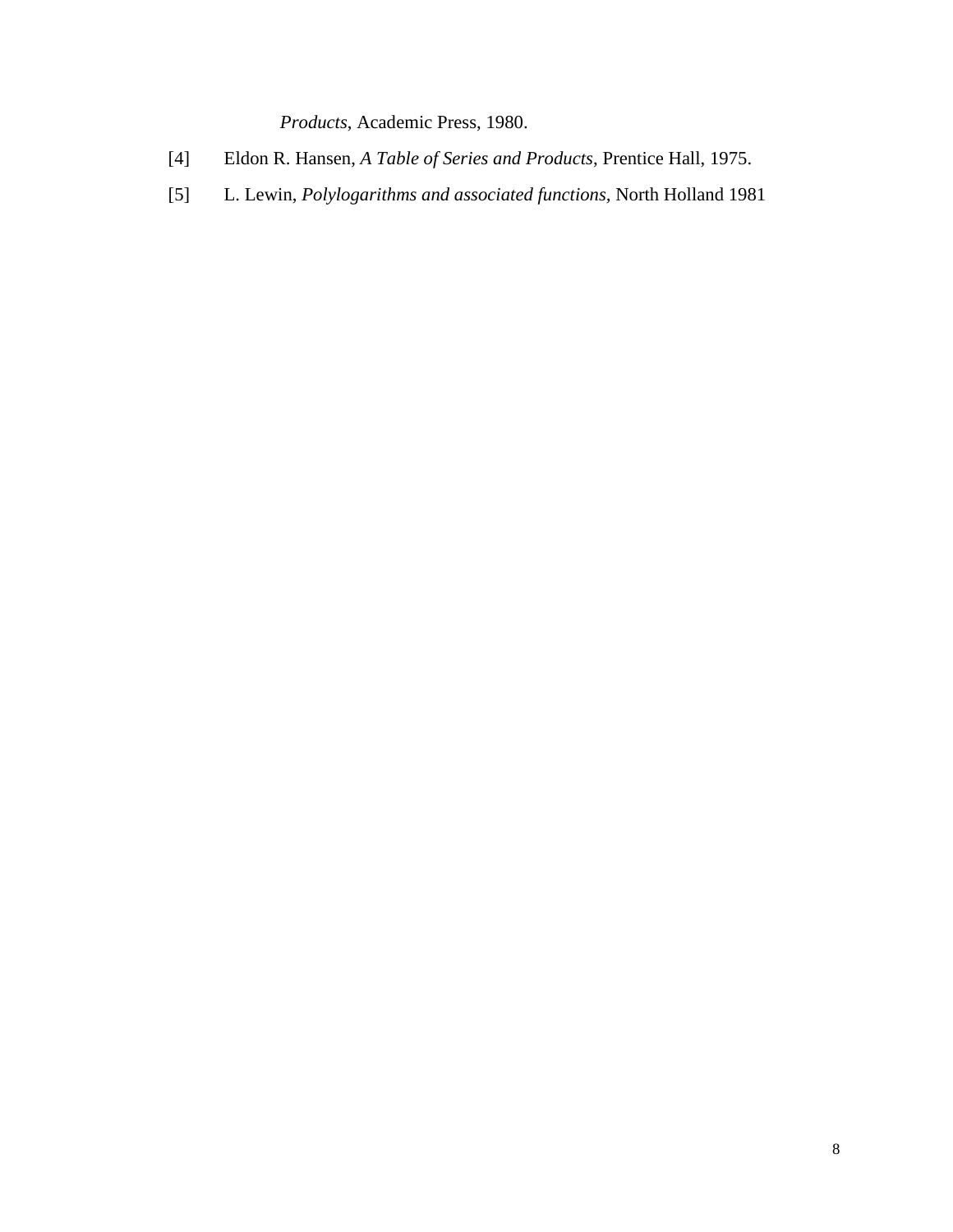*Products*, Academic Press, 1980.

[4] Eldon R. Hansen, *A Table of Series and Products*, Prentice Hall, 1975.

[5] L. Lewin, *Polylogarithms and associated functions*, North Holland 1981